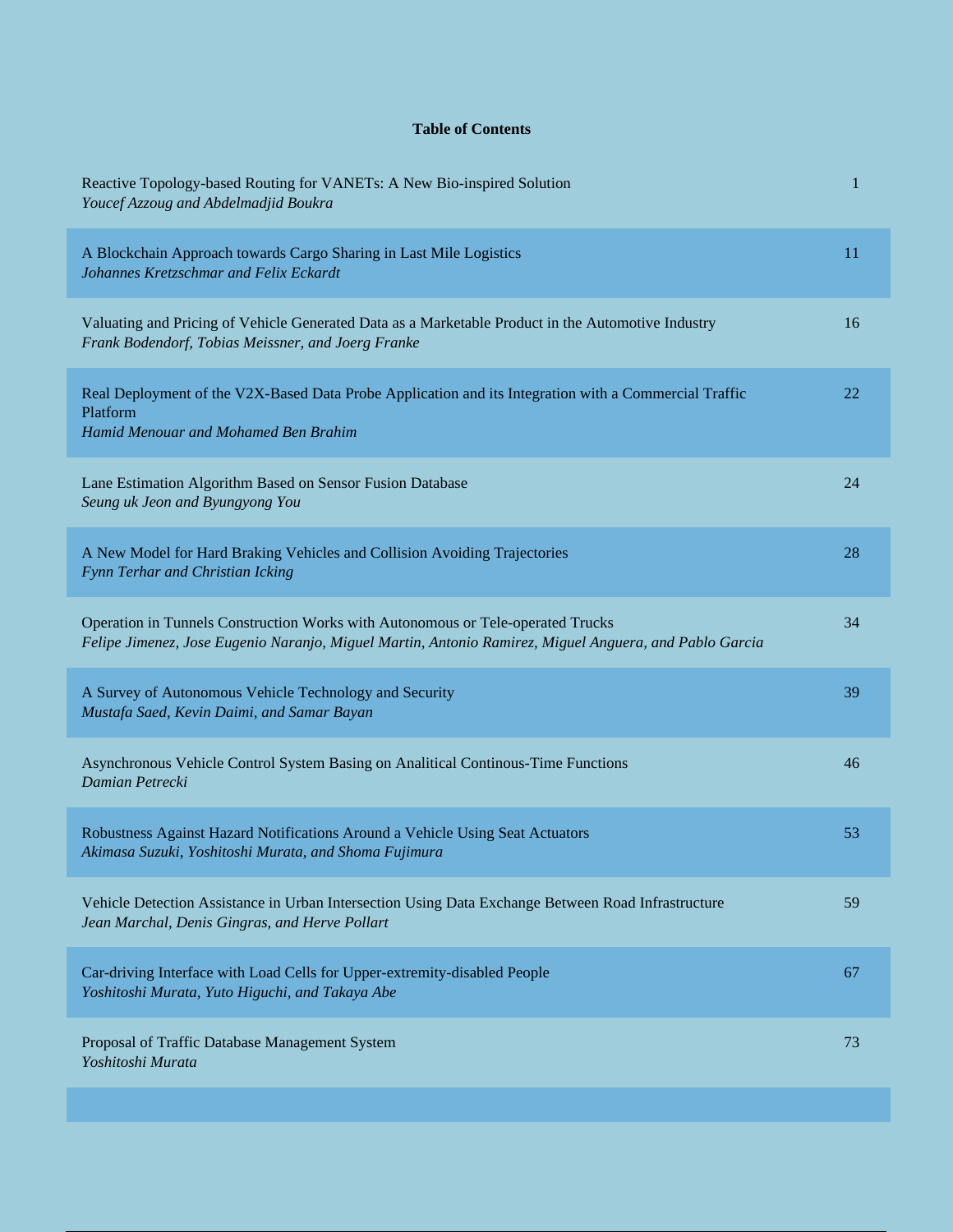**Table of Contents**

| | |
|---|---|
| Reactive Topology-based Routing for VANETs: A New Bio-inspired Solution<br>*Youcef Azzoug and Abdelmadjid Boukra* | 1 |
| A Blockchain Approach towards Cargo Sharing in Last Mile Logistics<br>*Johannes Kretzschmar and Felix Eckardt* | 11 |
| Valuating and Pricing of Vehicle Generated Data as a Marketable Product in the Automotive Industry<br>*Frank Bodendorf, Tobias Meissner, and Joerg Franke* | 16 |
| Real Deployment of the V2X-Based Data Probe Application and its Integration with a Commercial Traffic Platform<br>*Hamid Menouar and Mohamed Ben Brahim* | 22 |
| Lane Estimation Algorithm Based on Sensor Fusion Database<br>*Seung uk Jeon and Byungyong You* | 24 |
| A New Model for Hard Braking Vehicles and Collision Avoiding Trajectories<br>*Fynn Terhar and Christian Icking* | 28 |
| Operation in Tunnels Construction Works with Autonomous or Tele-operated Trucks<br>*Felipe Jimenez, Jose Eugenio Naranjo, Miguel Martin, Antonio Ramirez, Miguel Anguera, and Pablo Garcia* | 34 |
| A Survey of Autonomous Vehicle Technology and Security<br>*Mustafa Saed, Kevin Daimi, and Samar Bayan* | 39 |
| Asynchronous Vehicle Control System Basing on Analitical Continous-Time Functions<br>*Damian Petrecki* | 46 |
| Robustness Against Hazard Notifications Around a Vehicle Using Seat Actuators<br>*Akimasa Suzuki, Yoshitoshi Murata, and Shoma Fujimura* | 53 |
| Vehicle Detection Assistance in Urban Intersection Using Data Exchange Between Road Infrastructure<br>*Jean Marchal, Denis Gingras, and Herve Pollart* | 59 |
| Car-driving Interface with Load Cells for Upper-extremity-disabled People<br>*Yoshitoshi Murata, Yuto Higuchi, and Takaya Abe* | 67 |
| Proposal of Traffic Database Management System<br>*Yoshitoshi Murata* | 73 |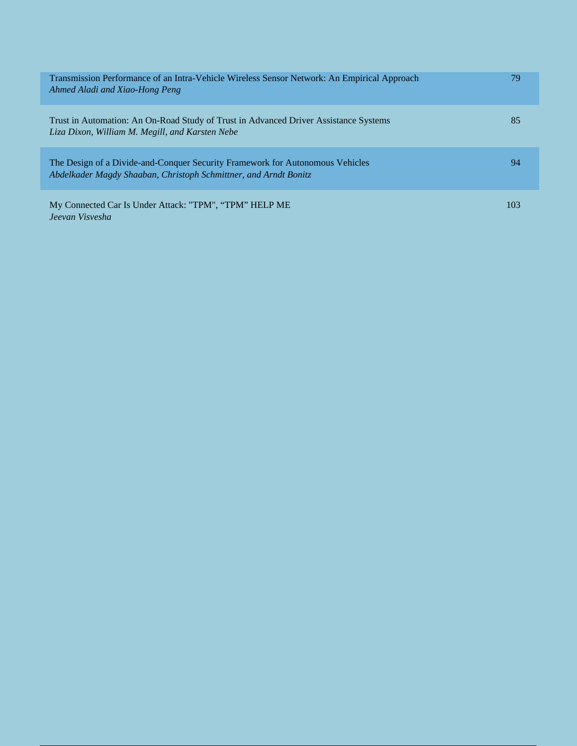Transmission Performance of an Intra-Vehicle Wireless Sensor Network: An Empirical Approach — 79
*Ahmed Aladi and Xiao-Hong Peng*

Trust in Automation: An On-Road Study of Trust in Advanced Driver Assistance Systems — 85
*Liza Dixon, William M. Megill, and Karsten Nebe*

The Design of a Divide-and-Conquer Security Framework for Autonomous Vehicles — 94
*Abdelkader Magdy Shaaban, Christoph Schmittner, and Arndt Bonitz*

My Connected Car Is Under Attack: "TPM", “TPM” HELP ME — 103
*Jeevan Visvesha*